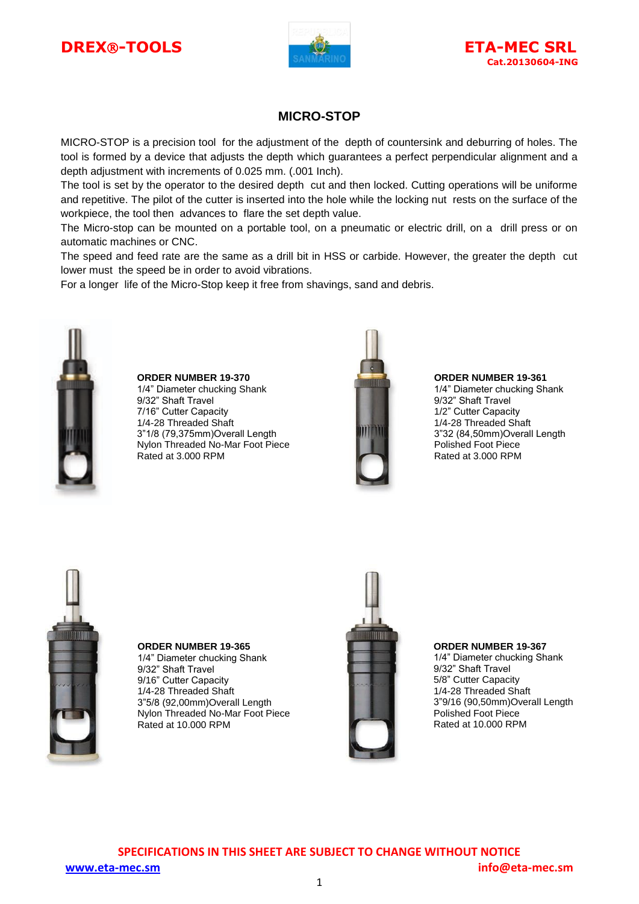DREX®-TOOLS

ETA-MEC SRL
Cat.20130604-ING

## MICRO-STOP

MICRO-STOP is a precision tool for the adjustment of the depth of countersink and deburring of holes. The tool is formed by a device that adjusts the depth which guarantees a perfect perpendicular alignment and a depth adjustment with increments of 0.025 mm. (.001 Inch).
The tool is set by the operator to the desired depth cut and then locked. Cutting operations will be uniforme and repetitive. The pilot of the cutter is inserted into the hole while the locking nut rests on the surface of the workpiece, the tool then advances to flare the set depth value.
The Micro-stop can be mounted on a portable tool, on a pneumatic or electric drill, on a drill press or on automatic machines or CNC.
The speed and feed rate are the same as a drill bit in HSS or carbide. However, the greater the depth cut lower must the speed be in order to avoid vibrations.
For a longer life of the Micro-Stop keep it free from shavings, sand and debris.

**ORDER NUMBER 19-370**
1/4" Diameter chucking Shank
9/32" Shaft Travel
7/16" Cutter Capacity
1/4-28 Threaded Shaft
3"1/8 (79,375mm)Overall Length
Nylon Threaded No-Mar Foot Piece
Rated at 3.000 RPM

**ORDER NUMBER 19-361**
1/4" Diameter chucking Shank
9/32" Shaft Travel
1/2" Cutter Capacity
1/4-28 Threaded Shaft
3"32 (84,50mm)Overall Length
Polished Foot Piece
Rated at 3.000 RPM

**ORDER NUMBER 19-365**
1/4" Diameter chucking Shank
9/32" Shaft Travel
9/16" Cutter Capacity
1/4-28 Threaded Shaft
3"5/8 (92,00mm)Overall Length
Nylon Threaded No-Mar Foot Piece
Rated at 10.000 RPM

**ORDER NUMBER 19-367**
1/4" Diameter chucking Shank
9/32" Shaft Travel
5/8" Cutter Capacity
1/4-28 Threaded Shaft
3"9/16 (90,50mm)Overall Length
Polished Foot Piece
Rated at 10.000 RPM

**SPECIFICATIONS IN THIS SHEET ARE SUBJECT TO CHANGE WITHOUT NOTICE**

www.eta-mec.sm info@eta-mec.sm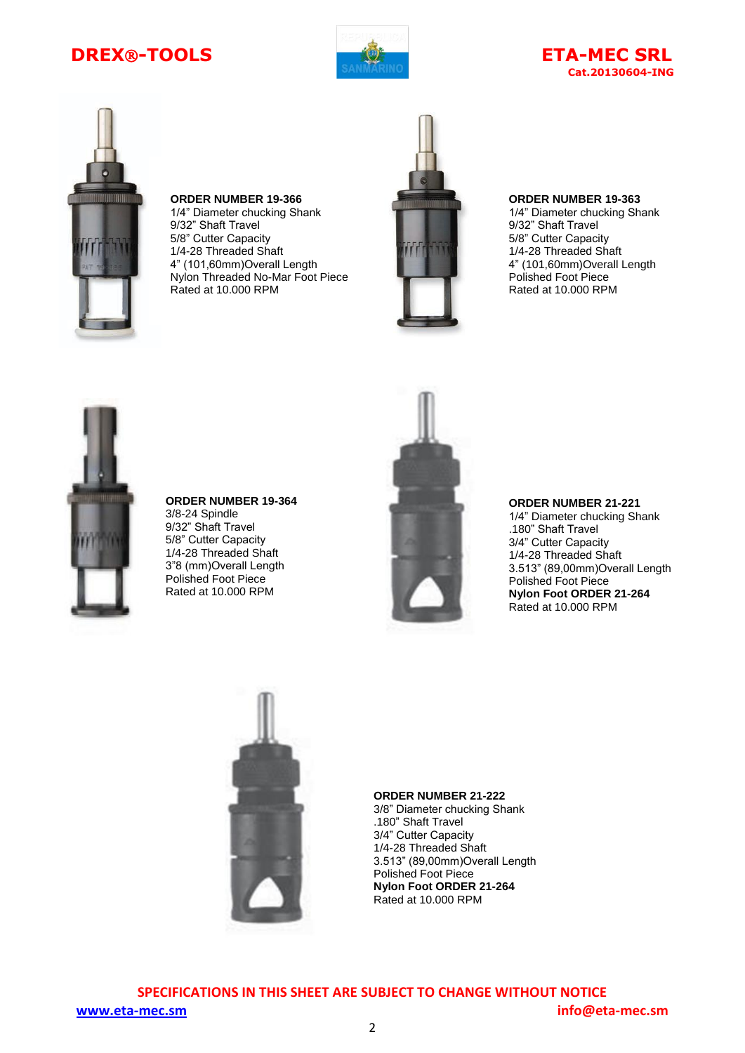**ORDER NUMBER 19-366**
1/4" Diameter chucking Shank
9/32" Shaft Travel
5/8" Cutter Capacity
1/4-28 Threaded Shaft
4" (101,60mm)Overall Length
Nylon Threaded No-Mar Foot Piece
Rated at 10.000 RPM

**ORDER NUMBER 19-363**
1/4" Diameter chucking Shank
9/32" Shaft Travel
5/8" Cutter Capacity
1/4-28 Threaded Shaft
4" (101,60mm)Overall Length
Polished Foot Piece
Rated at 10.000 RPM

**ORDER NUMBER 19-364**
3/8-24 Spindle
9/32" Shaft Travel
5/8" Cutter Capacity
1/4-28 Threaded Shaft
3"8 (mm)Overall Length
Polished Foot Piece
Rated at 10.000 RPM

**ORDER NUMBER 21-221**
1/4" Diameter chucking Shank
.180" Shaft Travel
3/4" Cutter Capacity
1/4-28 Threaded Shaft
3.513" (89,00mm)Overall Length
Polished Foot Piece
**Nylon Foot ORDER 21-264**
Rated at 10.000 RPM

**ORDER NUMBER 21-222**
3/8" Diameter chucking Shank
.180" Shaft Travel
3/4" Cutter Capacity
1/4-28 Threaded Shaft
3.513" (89,00mm)Overall Length
Polished Foot Piece
**Nylon Foot ORDER 21-264**
Rated at 10.000 RPM

**SPECIFICATIONS IN THIS SHEET ARE SUBJECT TO CHANGE WITHOUT NOTICE**

www.eta-mec.sm info@eta-mec.sm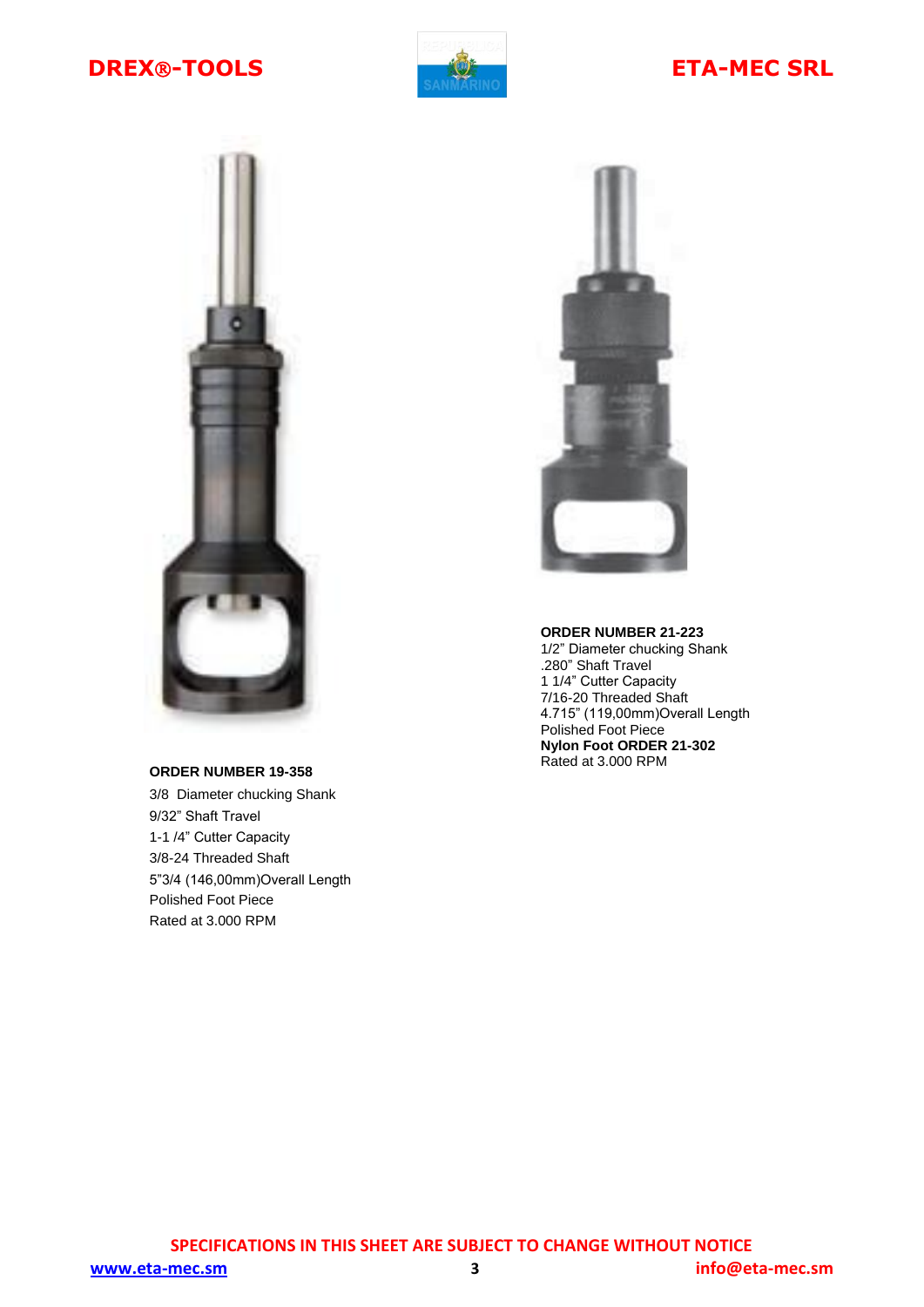**ORDER NUMBER 19-358**

3/8  Diameter chucking Shank
9/32" Shaft Travel
1-1 /4" Cutter Capacity
3/8-24 Threaded Shaft
5"3/4 (146,00mm)Overall Length
Polished Foot Piece
Rated at 3.000 RPM

**ORDER NUMBER 21-223**

1/2" Diameter chucking Shank
.280" Shaft Travel
1 1/4" Cutter Capacity
7/16-20 Threaded Shaft
4.715" (119,00mm)Overall Length
Polished Foot Piece
**Nylon Foot ORDER 21-302**
Rated at 3.000 RPM

**SPECIFICATIONS IN THIS SHEET ARE SUBJECT TO CHANGE WITHOUT NOTICE**